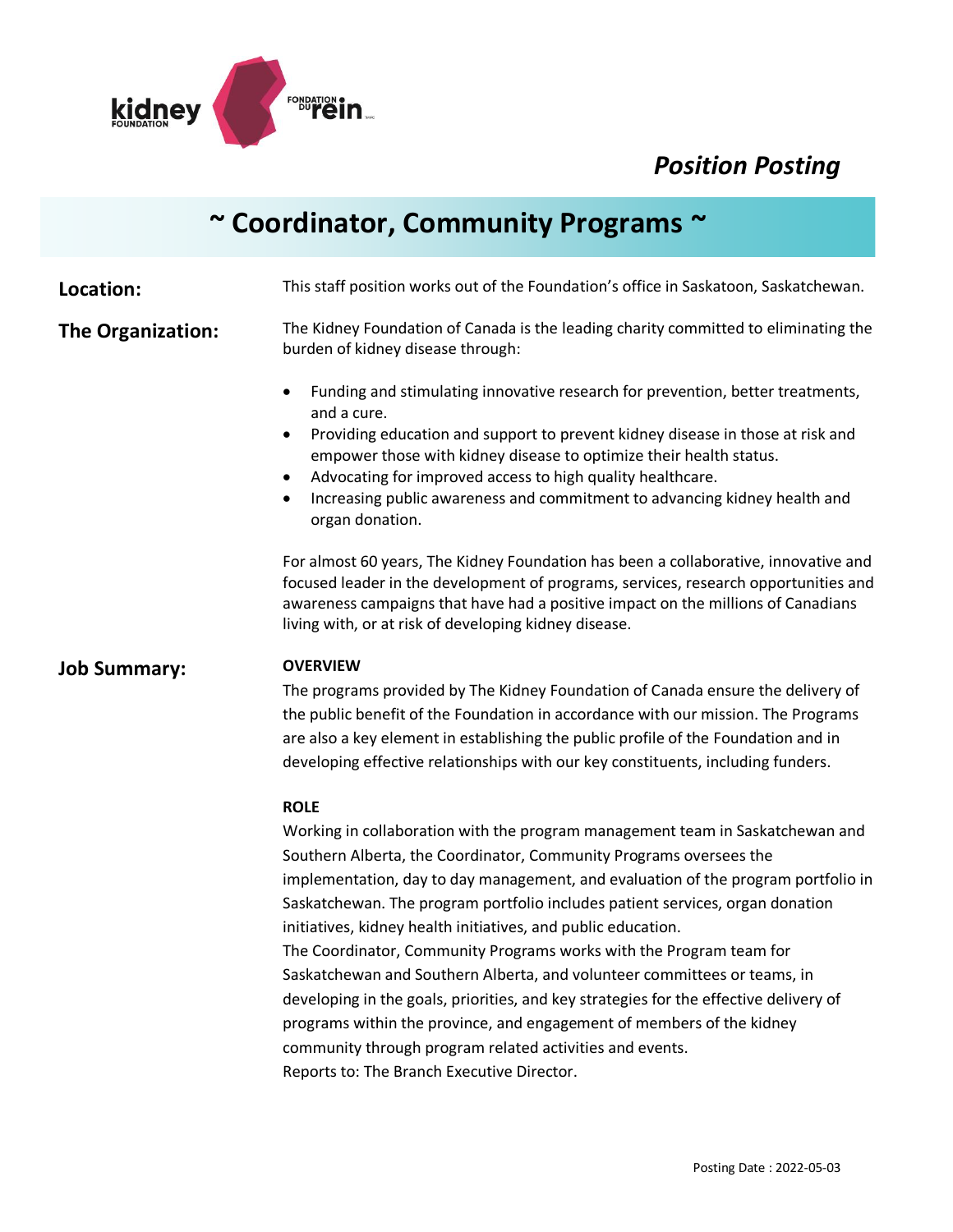*Position Posting*

# ~ Coordinator, Community Programs ~

**Location:**

This staff position works out of the Foundation's office in Saskatoon, Saskatchewan.

**The Organization:**

The Kidney Foundation of Canada is the leading charity committed to eliminating the burden of kidney disease through:

- Funding and stimulating innovative research for prevention, better treatments, and a cure.
- Providing education and support to prevent kidney disease in those at risk and empower those with kidney disease to optimize their health status.
- Advocating for improved access to high quality healthcare.
- Increasing public awareness and commitment to advancing kidney health and organ donation.

For almost 60 years, The Kidney Foundation has been a collaborative, innovative and focused leader in the development of programs, services, research opportunities and awareness campaigns that have had a positive impact on the millions of Canadians living with, or at risk of developing kidney disease.

**Job Summary:**

**OVERVIEW**

The programs provided by The Kidney Foundation of Canada ensure the delivery of the public benefit of the Foundation in accordance with our mission. The Programs are also a key element in establishing the public profile of the Foundation and in developing effective relationships with our key constituents, including funders.

**ROLE**

Working in collaboration with the program management team in Saskatchewan and Southern Alberta, the Coordinator, Community Programs oversees the implementation, day to day management, and evaluation of the program portfolio in Saskatchewan. The program portfolio includes patient services, organ donation initiatives, kidney health initiatives, and public education.

The Coordinator, Community Programs works with the Program team for Saskatchewan and Southern Alberta, and volunteer committees or teams, in developing in the goals, priorities, and key strategies for the effective delivery of programs within the province, and engagement of members of the kidney community through program related activities and events.

Reports to: The Branch Executive Director.

Posting Date : 2022-05-03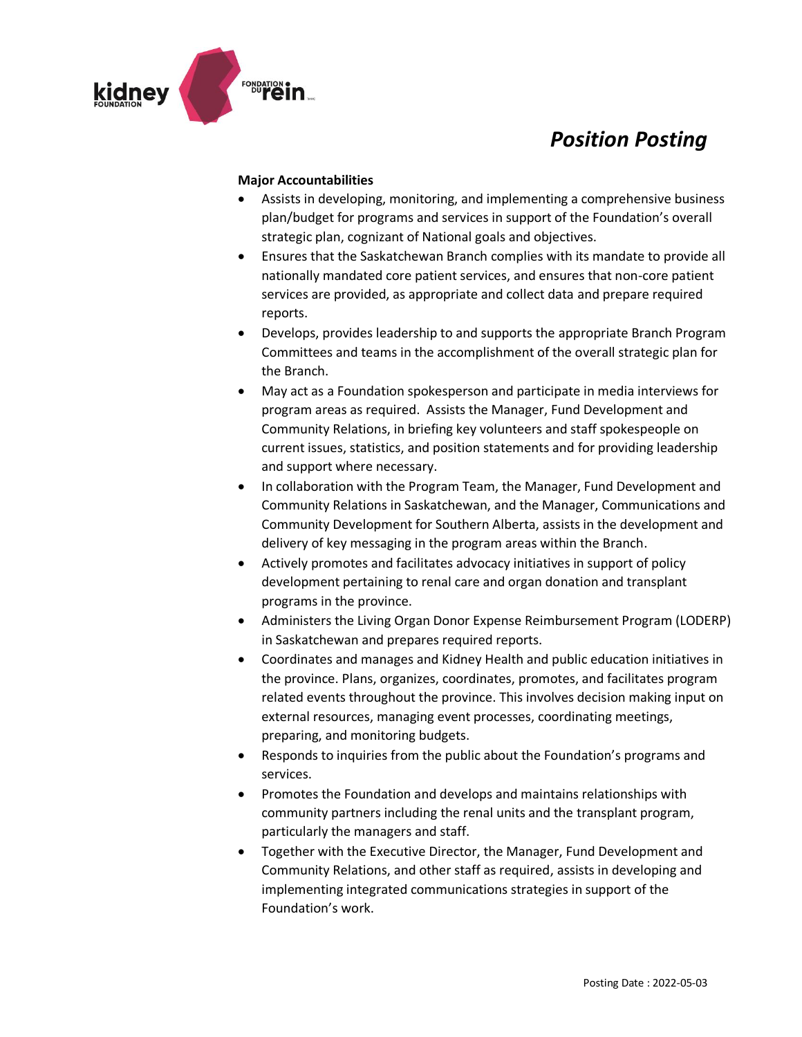## Major Accountabilities

- Assists in developing, monitoring, and implementing a comprehensive business plan/budget for programs and services in support of the Foundation's overall strategic plan, cognizant of National goals and objectives.
- Ensures that the Saskatchewan Branch complies with its mandate to provide all nationally mandated core patient services, and ensures that non-core patient services are provided, as appropriate and collect data and prepare required reports.
- Develops, provides leadership to and supports the appropriate Branch Program Committees and teams in the accomplishment of the overall strategic plan for the Branch.
- May act as a Foundation spokesperson and participate in media interviews for program areas as required. Assists the Manager, Fund Development and Community Relations, in briefing key volunteers and staff spokespeople on current issues, statistics, and position statements and for providing leadership and support where necessary.
- In collaboration with the Program Team, the Manager, Fund Development and Community Relations in Saskatchewan, and the Manager, Communications and Community Development for Southern Alberta, assists in the development and delivery of key messaging in the program areas within the Branch.
- Actively promotes and facilitates advocacy initiatives in support of policy development pertaining to renal care and organ donation and transplant programs in the province.
- Administers the Living Organ Donor Expense Reimbursement Program (LODERP) in Saskatchewan and prepares required reports.
- Coordinates and manages and Kidney Health and public education initiatives in the province. Plans, organizes, coordinates, promotes, and facilitates program related events throughout the province. This involves decision making input on external resources, managing event processes, coordinating meetings, preparing, and monitoring budgets.
- Responds to inquiries from the public about the Foundation's programs and services.
- Promotes the Foundation and develops and maintains relationships with community partners including the renal units and the transplant program, particularly the managers and staff.
- Together with the Executive Director, the Manager, Fund Development and Community Relations, and other staff as required, assists in developing and implementing integrated communications strategies in support of the Foundation's work.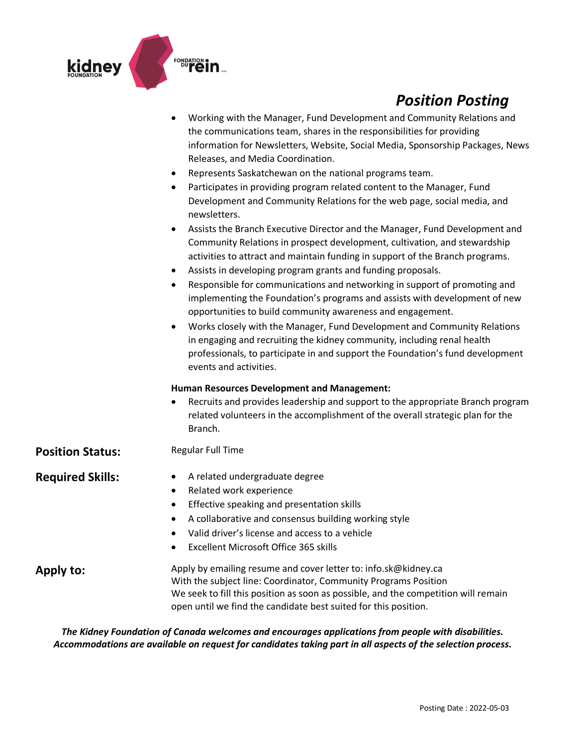# Position Posting

- Working with the Manager, Fund Development and Community Relations and the communications team, shares in the responsibilities for providing information for Newsletters, Website, Social Media, Sponsorship Packages, News Releases, and Media Coordination.
- Represents Saskatchewan on the national programs team.
- Participates in providing program related content to the Manager, Fund Development and Community Relations for the web page, social media, and newsletters.
- Assists the Branch Executive Director and the Manager, Fund Development and Community Relations in prospect development, cultivation, and stewardship activities to attract and maintain funding in support of the Branch programs.
- Assists in developing program grants and funding proposals.
- Responsible for communications and networking in support of promoting and implementing the Foundation's programs and assists with development of new opportunities to build community awareness and engagement.
- Works closely with the Manager, Fund Development and Community Relations in engaging and recruiting the kidney community, including renal health professionals, to participate in and support the Foundation's fund development events and activities.

**Human Resources Development and Management:**

- Recruits and provides leadership and support to the appropriate Branch program related volunteers in the accomplishment of the overall strategic plan for the Branch.

## Position Status:

Regular Full Time

## Required Skills:

- A related undergraduate degree
- Related work experience
- Effective speaking and presentation skills
- A collaborative and consensus building working style
- Valid driver's license and access to a vehicle
- Excellent Microsoft Office 365 skills

## Apply to:

Apply by emailing resume and cover letter to: info.sk@kidney.ca
With the subject line: Coordinator, Community Programs Position
We seek to fill this position as soon as possible, and the competition will remain open until we find the candidate best suited for this position.

***The Kidney Foundation of Canada welcomes and encourages applications from people with disabilities. Accommodations are available on request for candidates taking part in all aspects of the selection process.***

Posting Date : 2022-05-03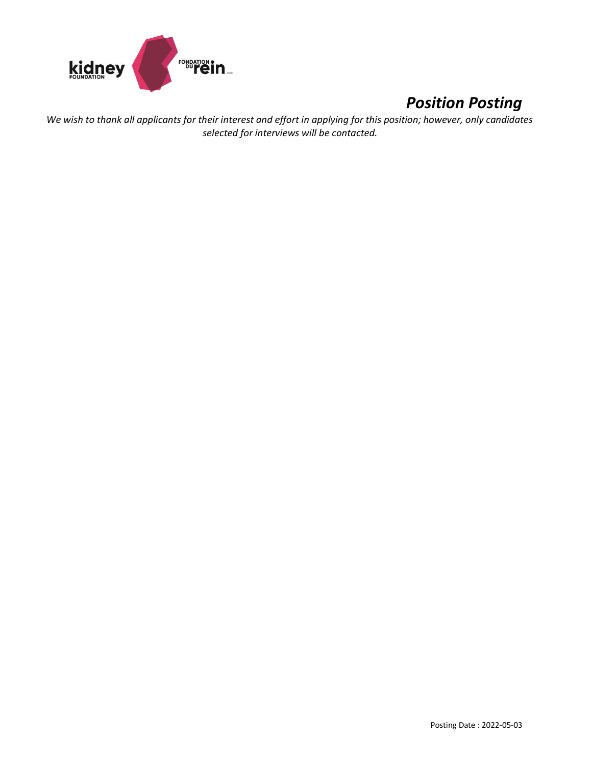*Position Posting*

*We wish to thank all applicants for their interest and effort in applying for this position; however, only candidates selected for interviews will be contacted.*

Posting Date : 2022-05-03